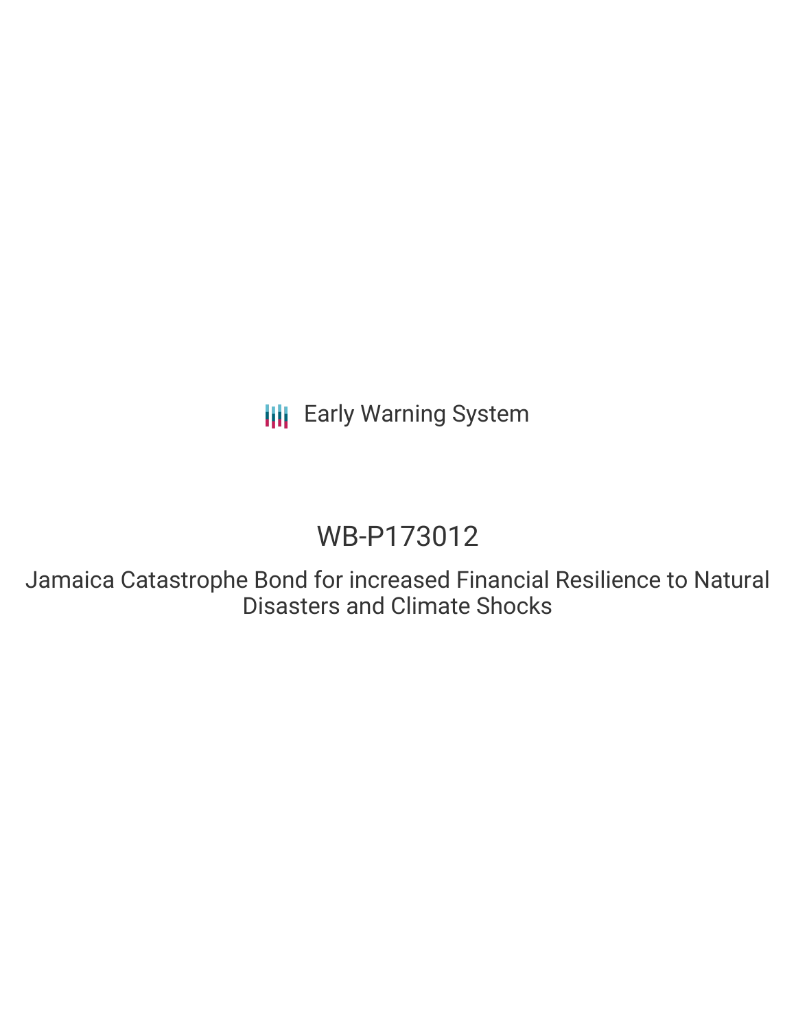Early Warning System

# WB-P173012

## Jamaica Catastrophe Bond for increased Financial Resilience to Natural Disasters and Climate Shocks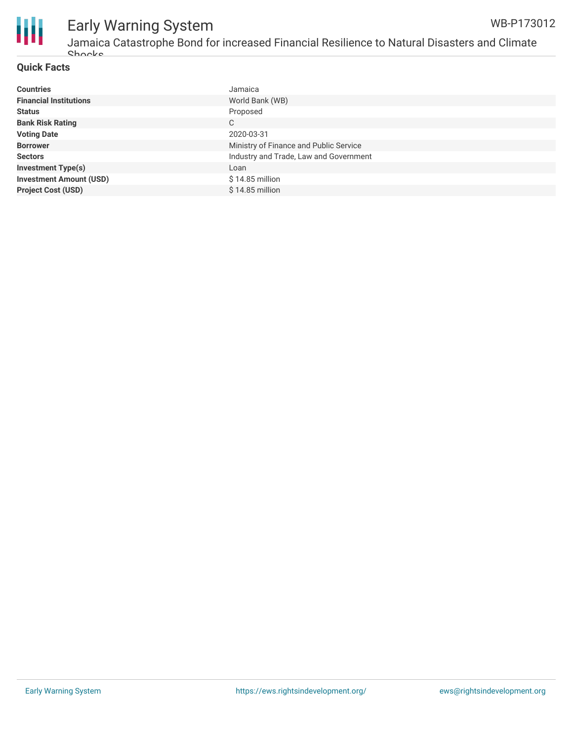## Quick Facts

| | |
|---|---|
| **Countries** | Jamaica |
| **Financial Institutions** | World Bank (WB) |
| **Status** | Proposed |
| **Bank Risk Rating** | C |
| **Voting Date** | 2020-03-31 |
| **Borrower** | Ministry of Finance and Public Service |
| **Sectors** | Industry and Trade, Law and Government |
| **Investment Type(s)** | Loan |
| **Investment Amount (USD)** | $ 14.85 million |
| **Project Cost (USD)** | $ 14.85 million |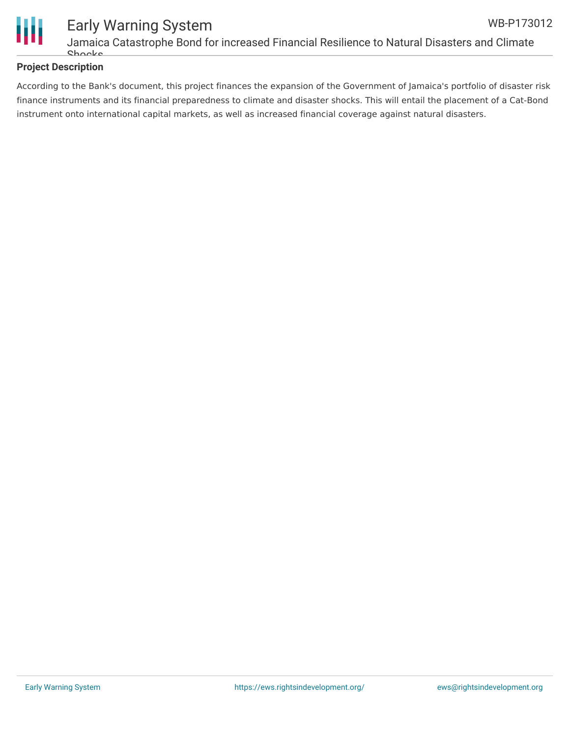**Project Description**

According to the Bank's document, this project finances the expansion of the Government of Jamaica's portfolio of disaster risk finance instruments and its financial preparedness to climate and disaster shocks. This will entail the placement of a Cat-Bond instrument onto international capital markets, as well as increased financial coverage against natural disasters.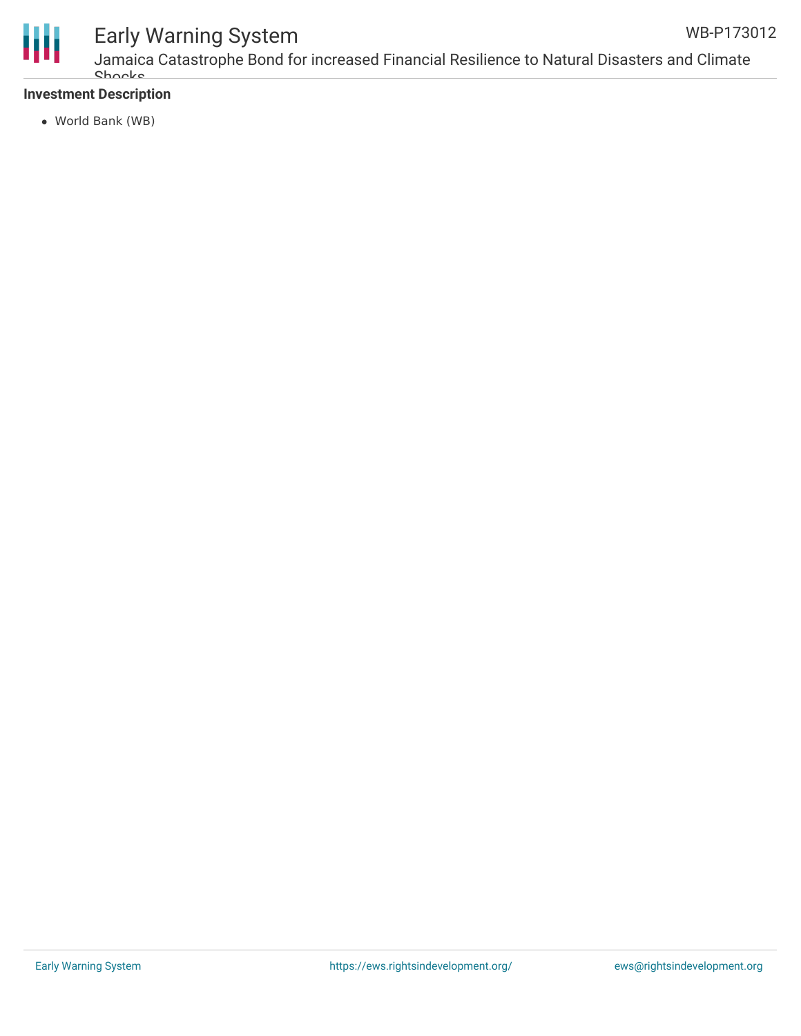**Investment Description**

- World Bank (WB)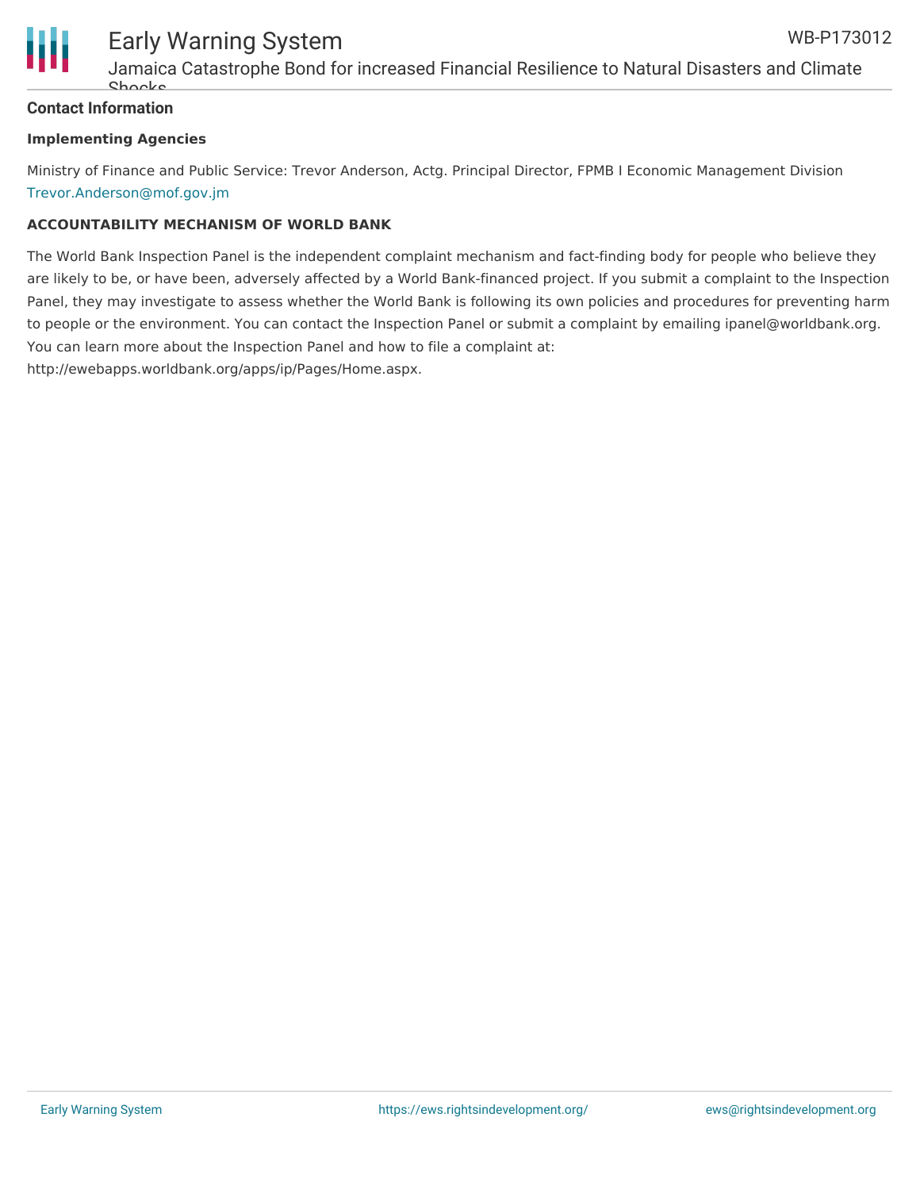### Contact Information

#### Implementing Agencies

Ministry of Finance and Public Service: Trevor Anderson, Actg. Principal Director, FPMB I Economic Management Division Trevor.Anderson@mof.gov.jm

#### ACCOUNTABILITY MECHANISM OF WORLD BANK

The World Bank Inspection Panel is the independent complaint mechanism and fact-finding body for people who believe they are likely to be, or have been, adversely affected by a World Bank-financed project. If you submit a complaint to the Inspection Panel, they may investigate to assess whether the World Bank is following its own policies and procedures for preventing harm to people or the environment. You can contact the Inspection Panel or submit a complaint by emailing ipanel@worldbank.org. You can learn more about the Inspection Panel and how to file a complaint at: http://ewebapps.worldbank.org/apps/ip/Pages/Home.aspx.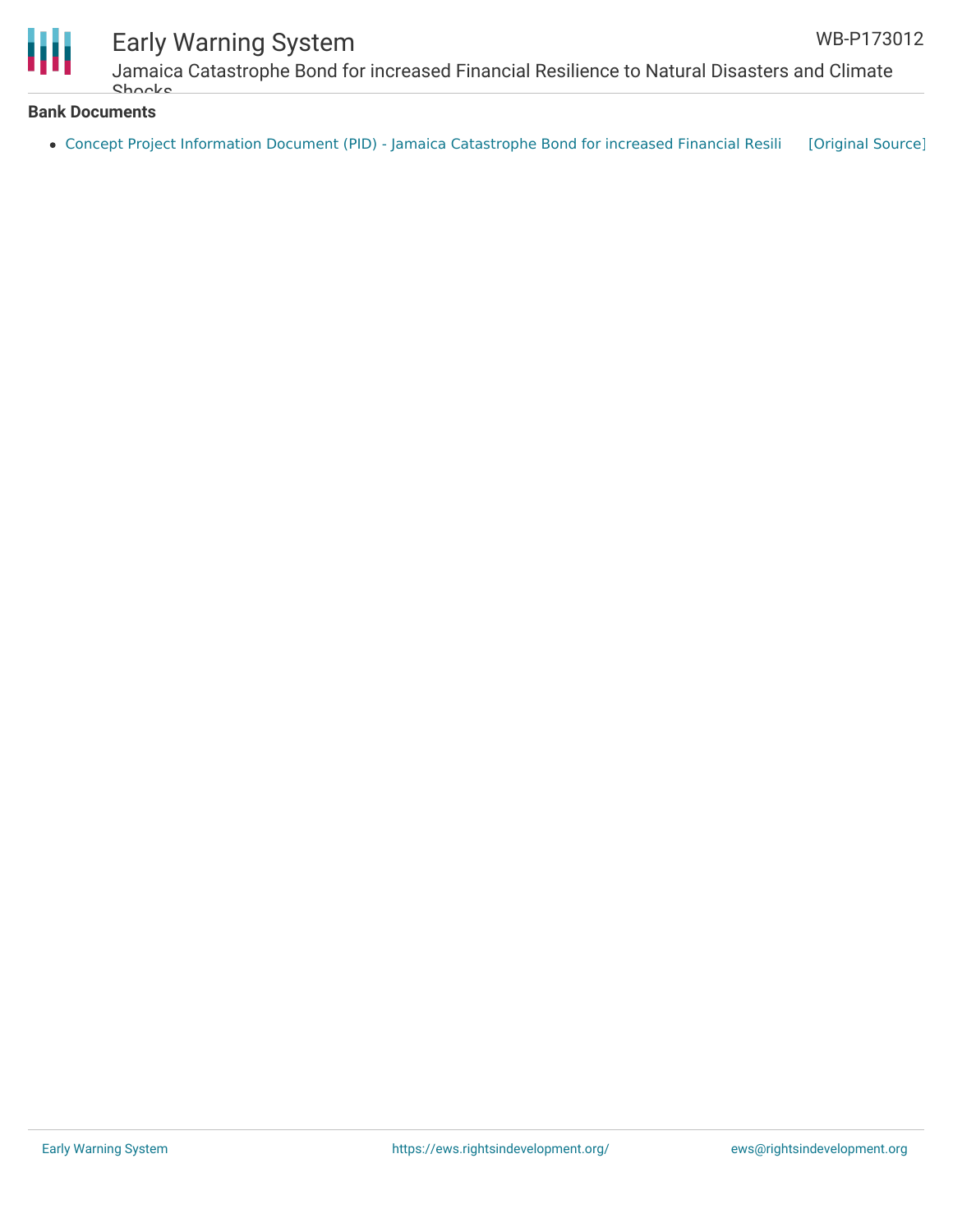**Bank Documents**

- Concept Project Information Document (PID) - Jamaica Catastrophe Bond for increased Financial Resili [Original Source]